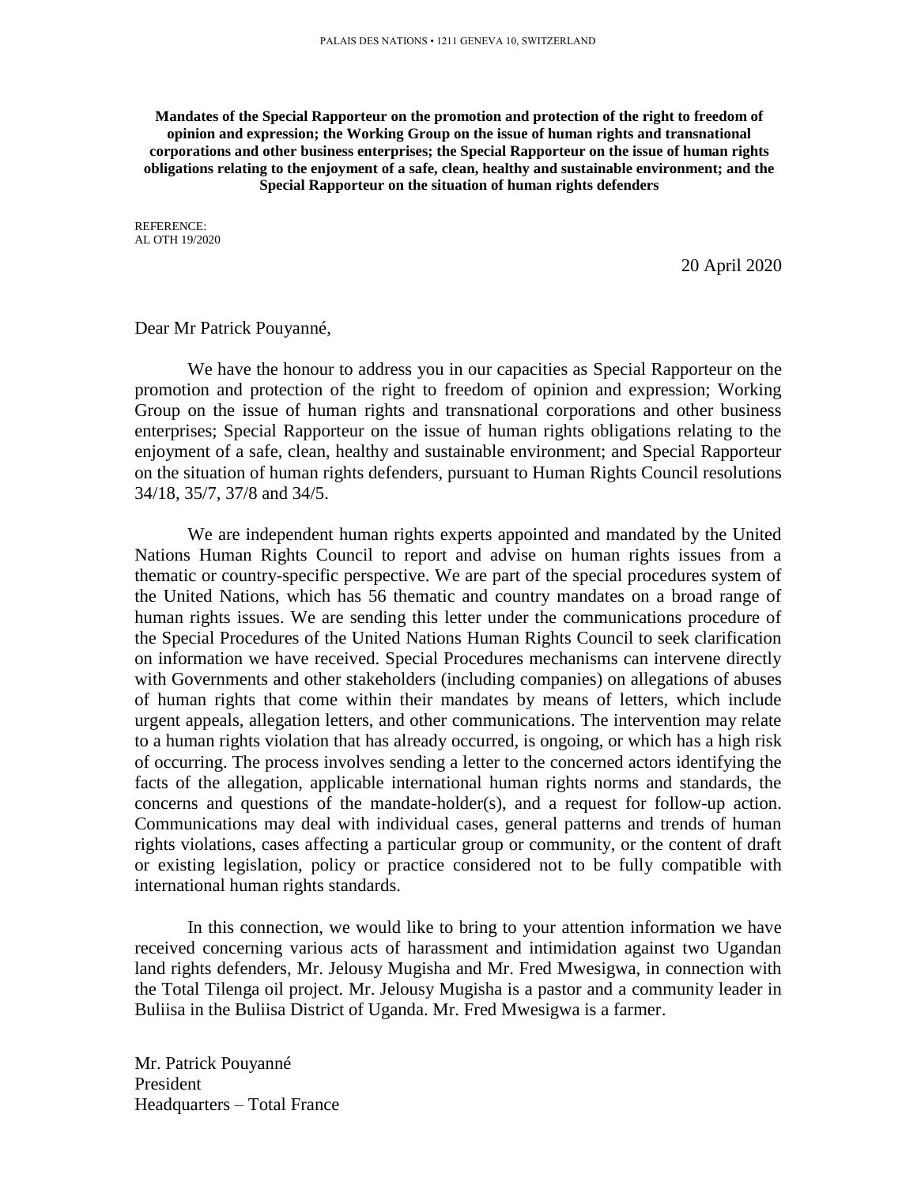PALAIS DES NATIONS • 1211 GENEVA 10, SWITZERLAND

**Mandates of the Special Rapporteur on the promotion and protection of the right to freedom of opinion and expression; the Working Group on the issue of human rights and transnational corporations and other business enterprises; the Special Rapporteur on the issue of human rights obligations relating to the enjoyment of a safe, clean, healthy and sustainable environment; and the Special Rapporteur on the situation of human rights defenders**

REFERENCE:
AL OTH 19/2020

20 April 2020

Dear Mr Patrick Pouyanné,

We have the honour to address you in our capacities as Special Rapporteur on the promotion and protection of the right to freedom of opinion and expression; Working Group on the issue of human rights and transnational corporations and other business enterprises; Special Rapporteur on the issue of human rights obligations relating to the enjoyment of a safe, clean, healthy and sustainable environment; and Special Rapporteur on the situation of human rights defenders, pursuant to Human Rights Council resolutions 34/18, 35/7, 37/8 and 34/5.

We are independent human rights experts appointed and mandated by the United Nations Human Rights Council to report and advise on human rights issues from a thematic or country-specific perspective. We are part of the special procedures system of the United Nations, which has 56 thematic and country mandates on a broad range of human rights issues. We are sending this letter under the communications procedure of the Special Procedures of the United Nations Human Rights Council to seek clarification on information we have received. Special Procedures mechanisms can intervene directly with Governments and other stakeholders (including companies) on allegations of abuses of human rights that come within their mandates by means of letters, which include urgent appeals, allegation letters, and other communications. The intervention may relate to a human rights violation that has already occurred, is ongoing, or which has a high risk of occurring. The process involves sending a letter to the concerned actors identifying the facts of the allegation, applicable international human rights norms and standards, the concerns and questions of the mandate-holder(s), and a request for follow-up action. Communications may deal with individual cases, general patterns and trends of human rights violations, cases affecting a particular group or community, or the content of draft or existing legislation, policy or practice considered not to be fully compatible with international human rights standards.

In this connection, we would like to bring to your attention information we have received concerning various acts of harassment and intimidation against two Ugandan land rights defenders, Mr. Jelousy Mugisha and Mr. Fred Mwesigwa, in connection with the Total Tilenga oil project. Mr. Jelousy Mugisha is a pastor and a community leader in Buliisa in the Buliisa District of Uganda. Mr. Fred Mwesigwa is a farmer.

Mr. Patrick Pouyanné
President
Headquarters – Total France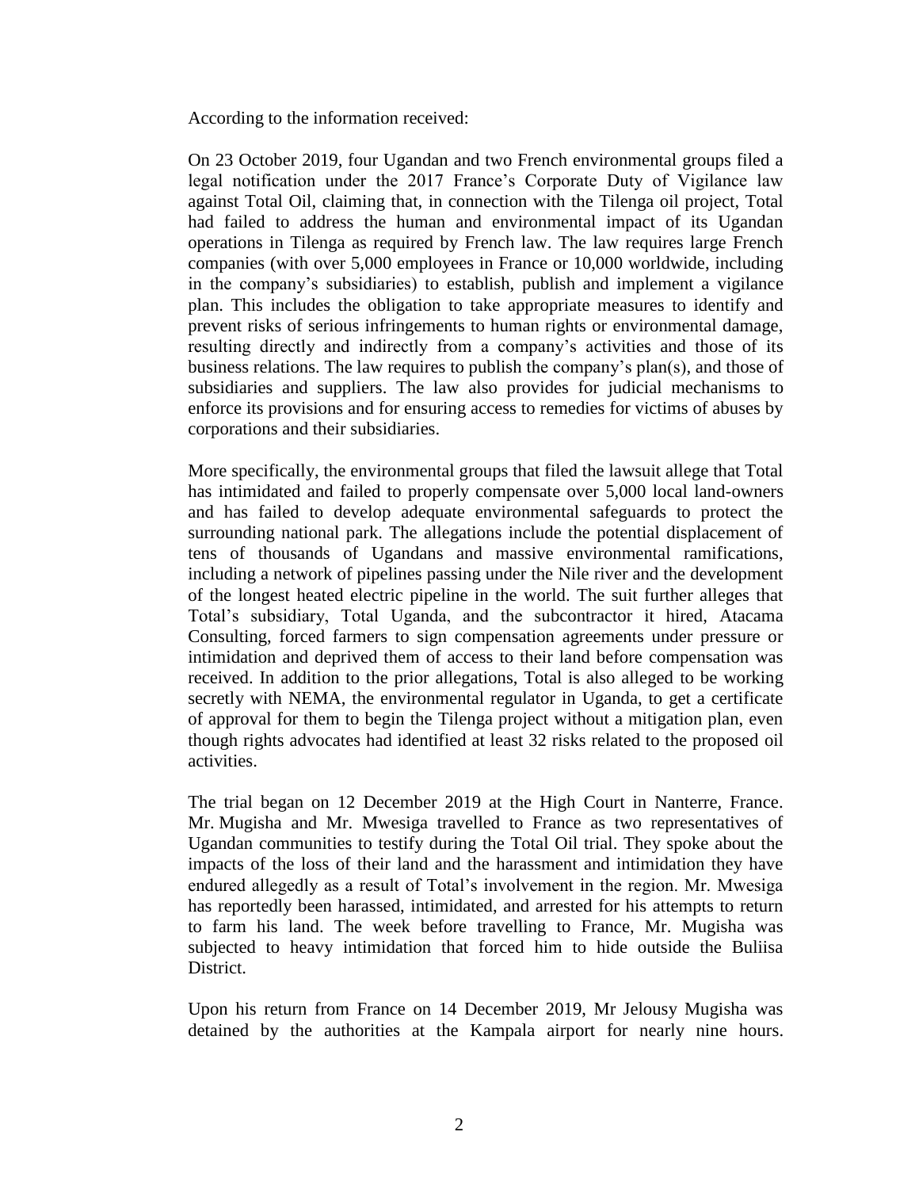According to the information received:

On 23 October 2019, four Ugandan and two French environmental groups filed a legal notification under the 2017 France's Corporate Duty of Vigilance law against Total Oil, claiming that, in connection with the Tilenga oil project, Total had failed to address the human and environmental impact of its Ugandan operations in Tilenga as required by French law. The law requires large French companies (with over 5,000 employees in France or 10,000 worldwide, including in the company's subsidiaries) to establish, publish and implement a vigilance plan. This includes the obligation to take appropriate measures to identify and prevent risks of serious infringements to human rights or environmental damage, resulting directly and indirectly from a company's activities and those of its business relations. The law requires to publish the company's plan(s), and those of subsidiaries and suppliers. The law also provides for judicial mechanisms to enforce its provisions and for ensuring access to remedies for victims of abuses by corporations and their subsidiaries.

More specifically, the environmental groups that filed the lawsuit allege that Total has intimidated and failed to properly compensate over 5,000 local land-owners and has failed to develop adequate environmental safeguards to protect the surrounding national park. The allegations include the potential displacement of tens of thousands of Ugandans and massive environmental ramifications, including a network of pipelines passing under the Nile river and the development of the longest heated electric pipeline in the world. The suit further alleges that Total's subsidiary, Total Uganda, and the subcontractor it hired, Atacama Consulting, forced farmers to sign compensation agreements under pressure or intimidation and deprived them of access to their land before compensation was received. In addition to the prior allegations, Total is also alleged to be working secretly with NEMA, the environmental regulator in Uganda, to get a certificate of approval for them to begin the Tilenga project without a mitigation plan, even though rights advocates had identified at least 32 risks related to the proposed oil activities.

The trial began on 12 December 2019 at the High Court in Nanterre, France. Mr. Mugisha and Mr. Mwesiga travelled to France as two representatives of Ugandan communities to testify during the Total Oil trial. They spoke about the impacts of the loss of their land and the harassment and intimidation they have endured allegedly as a result of Total's involvement in the region. Mr. Mwesiga has reportedly been harassed, intimidated, and arrested for his attempts to return to farm his land. The week before travelling to France, Mr. Mugisha was subjected to heavy intimidation that forced him to hide outside the Buliisa District.

Upon his return from France on 14 December 2019, Mr Jelousy Mugisha was detained by the authorities at the Kampala airport for nearly nine hours.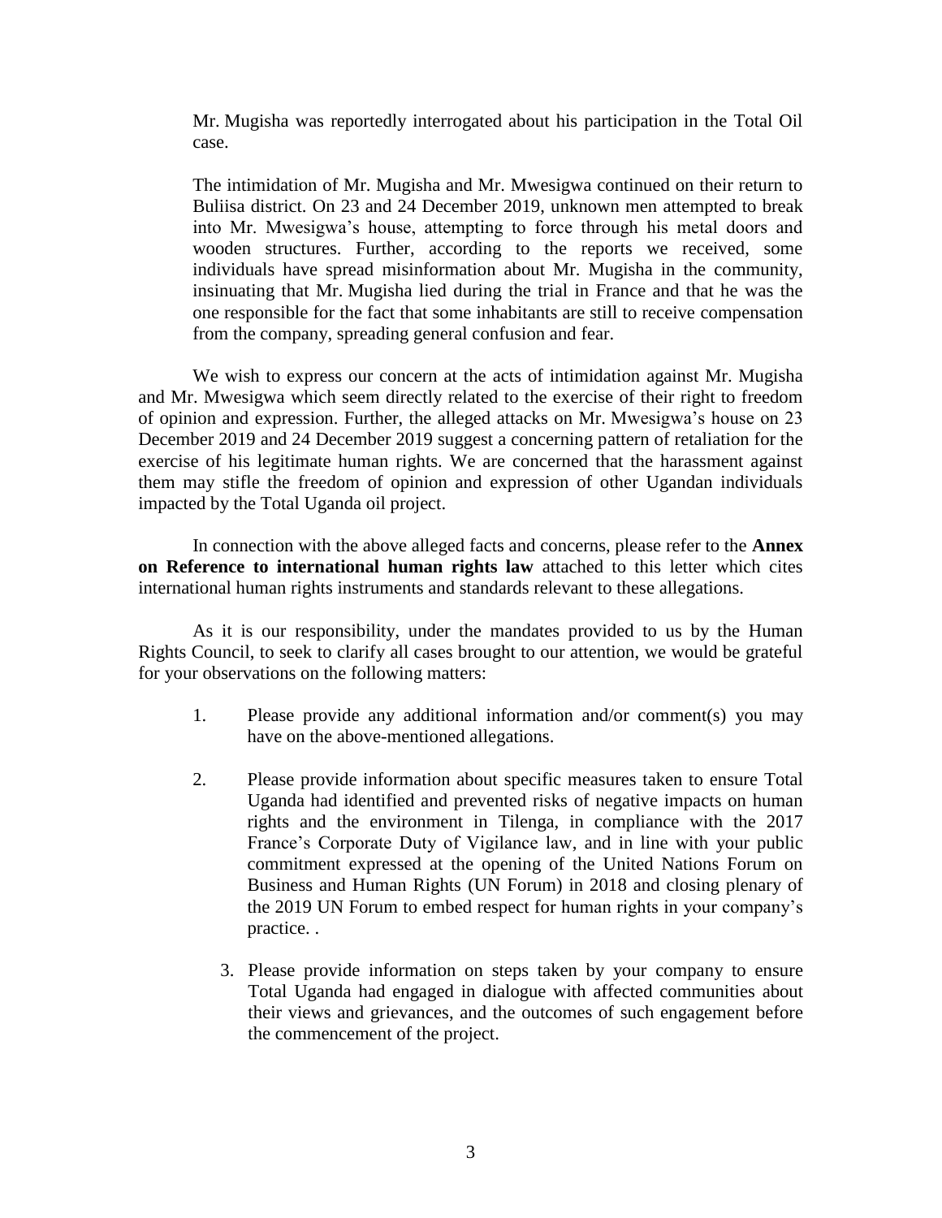Mr. Mugisha was reportedly interrogated about his participation in the Total Oil case.

The intimidation of Mr. Mugisha and Mr. Mwesigwa continued on their return to Buliisa district. On 23 and 24 December 2019, unknown men attempted to break into Mr. Mwesigwa's house, attempting to force through his metal doors and wooden structures. Further, according to the reports we received, some individuals have spread misinformation about Mr. Mugisha in the community, insinuating that Mr. Mugisha lied during the trial in France and that he was the one responsible for the fact that some inhabitants are still to receive compensation from the company, spreading general confusion and fear.

We wish to express our concern at the acts of intimidation against Mr. Mugisha and Mr. Mwesigwa which seem directly related to the exercise of their right to freedom of opinion and expression. Further, the alleged attacks on Mr. Mwesigwa's house on 23 December 2019 and 24 December 2019 suggest a concerning pattern of retaliation for the exercise of his legitimate human rights. We are concerned that the harassment against them may stifle the freedom of opinion and expression of other Ugandan individuals impacted by the Total Uganda oil project.

In connection with the above alleged facts and concerns, please refer to the **Annex on Reference to international human rights law** attached to this letter which cites international human rights instruments and standards relevant to these allegations.

As it is our responsibility, under the mandates provided to us by the Human Rights Council, to seek to clarify all cases brought to our attention, we would be grateful for your observations on the following matters:

1. Please provide any additional information and/or comment(s) you may have on the above-mentioned allegations.

2. Please provide information about specific measures taken to ensure Total Uganda had identified and prevented risks of negative impacts on human rights and the environment in Tilenga, in compliance with the 2017 France's Corporate Duty of Vigilance law, and in line with your public commitment expressed at the opening of the United Nations Forum on Business and Human Rights (UN Forum) in 2018 and closing plenary of the 2019 UN Forum to embed respect for human rights in your company's practice. .

3. Please provide information on steps taken by your company to ensure Total Uganda had engaged in dialogue with affected communities about their views and grievances, and the outcomes of such engagement before the commencement of the project.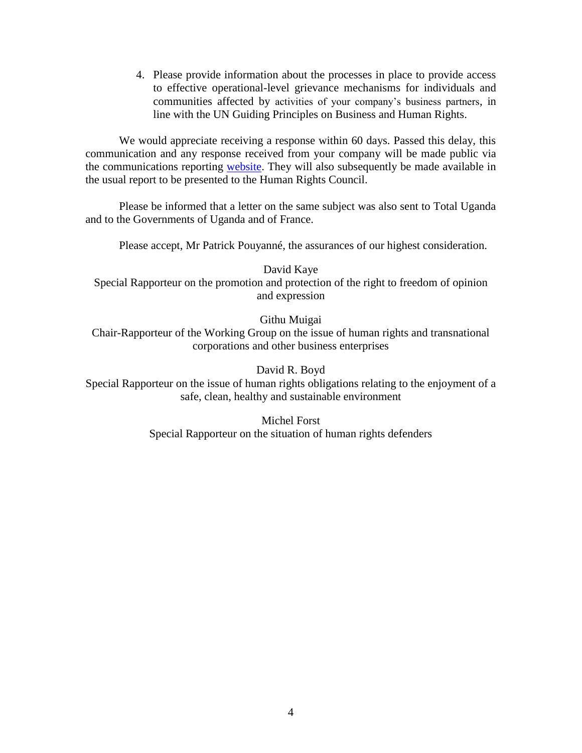4. Please provide information about the processes in place to provide access to effective operational-level grievance mechanisms for individuals and communities affected by activities of your company's business partners, in line with the UN Guiding Principles on Business and Human Rights.

We would appreciate receiving a response within 60 days. Passed this delay, this communication and any response received from your company will be made public via the communications reporting website. They will also subsequently be made available in the usual report to be presented to the Human Rights Council.

Please be informed that a letter on the same subject was also sent to Total Uganda and to the Governments of Uganda and of France.

Please accept, Mr Patrick Pouyanné, the assurances of our highest consideration.

David Kaye
Special Rapporteur on the promotion and protection of the right to freedom of opinion and expression

Githu Muigai
Chair-Rapporteur of the Working Group on the issue of human rights and transnational corporations and other business enterprises

David R. Boyd
Special Rapporteur on the issue of human rights obligations relating to the enjoyment of a safe, clean, healthy and sustainable environment

Michel Forst
Special Rapporteur on the situation of human rights defenders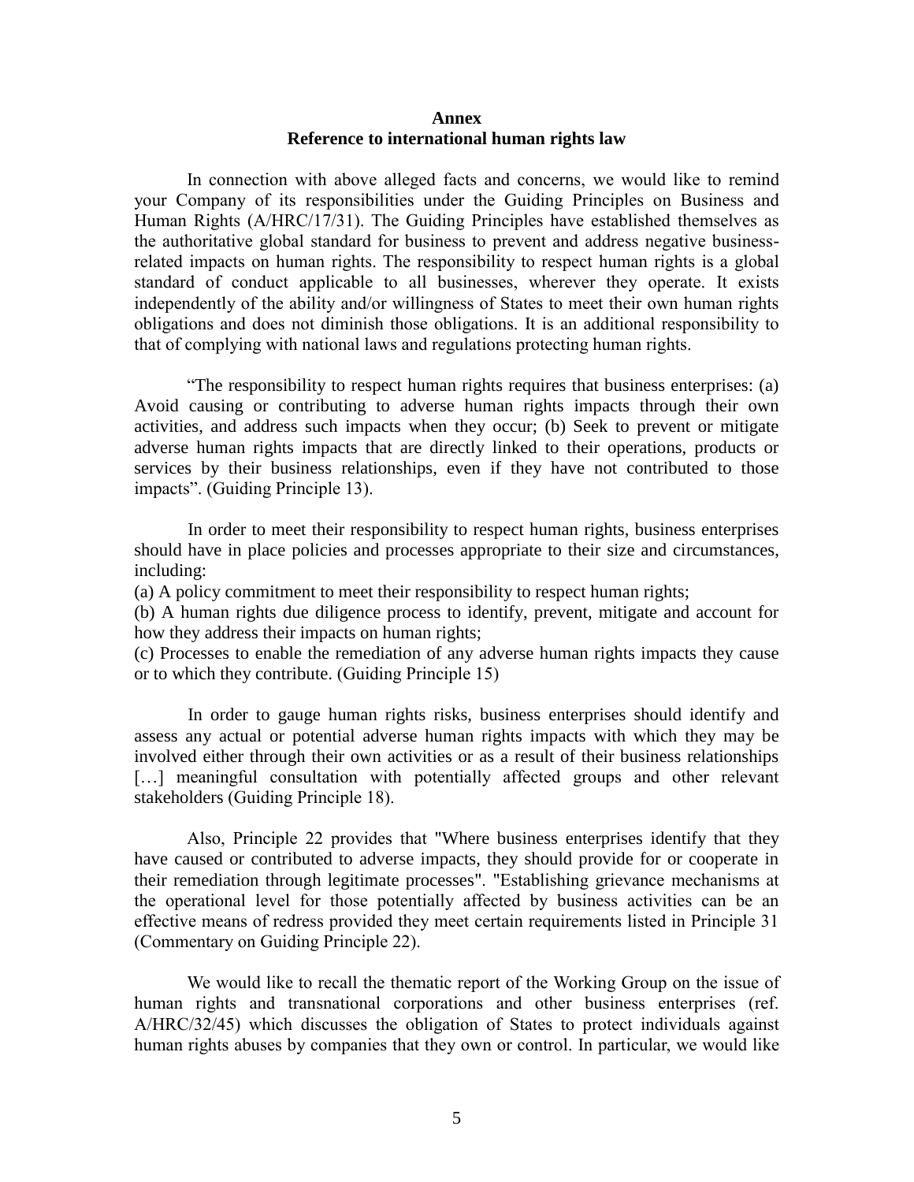**Annex**
**Reference to international human rights law**

In connection with above alleged facts and concerns, we would like to remind your Company of its responsibilities under the Guiding Principles on Business and Human Rights (A/HRC/17/31). The Guiding Principles have established themselves as the authoritative global standard for business to prevent and address negative business-related impacts on human rights. The responsibility to respect human rights is a global standard of conduct applicable to all businesses, wherever they operate. It exists independently of the ability and/or willingness of States to meet their own human rights obligations and does not diminish those obligations. It is an additional responsibility to that of complying with national laws and regulations protecting human rights.

"The responsibility to respect human rights requires that business enterprises: (a) Avoid causing or contributing to adverse human rights impacts through their own activities, and address such impacts when they occur; (b) Seek to prevent or mitigate adverse human rights impacts that are directly linked to their operations, products or services by their business relationships, even if they have not contributed to those impacts". (Guiding Principle 13).

In order to meet their responsibility to respect human rights, business enterprises should have in place policies and processes appropriate to their size and circumstances, including:

(a) A policy commitment to meet their responsibility to respect human rights;
(b) A human rights due diligence process to identify, prevent, mitigate and account for how they address their impacts on human rights;
(c) Processes to enable the remediation of any adverse human rights impacts they cause or to which they contribute. (Guiding Principle 15)

In order to gauge human rights risks, business enterprises should identify and assess any actual or potential adverse human rights impacts with which they may be involved either through their own activities or as a result of their business relationships [...] meaningful consultation with potentially affected groups and other relevant stakeholders (Guiding Principle 18).

Also, Principle 22 provides that "Where business enterprises identify that they have caused or contributed to adverse impacts, they should provide for or cooperate in their remediation through legitimate processes". "Establishing grievance mechanisms at the operational level for those potentially affected by business activities can be an effective means of redress provided they meet certain requirements listed in Principle 31 (Commentary on Guiding Principle 22).

We would like to recall the thematic report of the Working Group on the issue of human rights and transnational corporations and other business enterprises (ref. A/HRC/32/45) which discusses the obligation of States to protect individuals against human rights abuses by companies that they own or control. In particular, we would like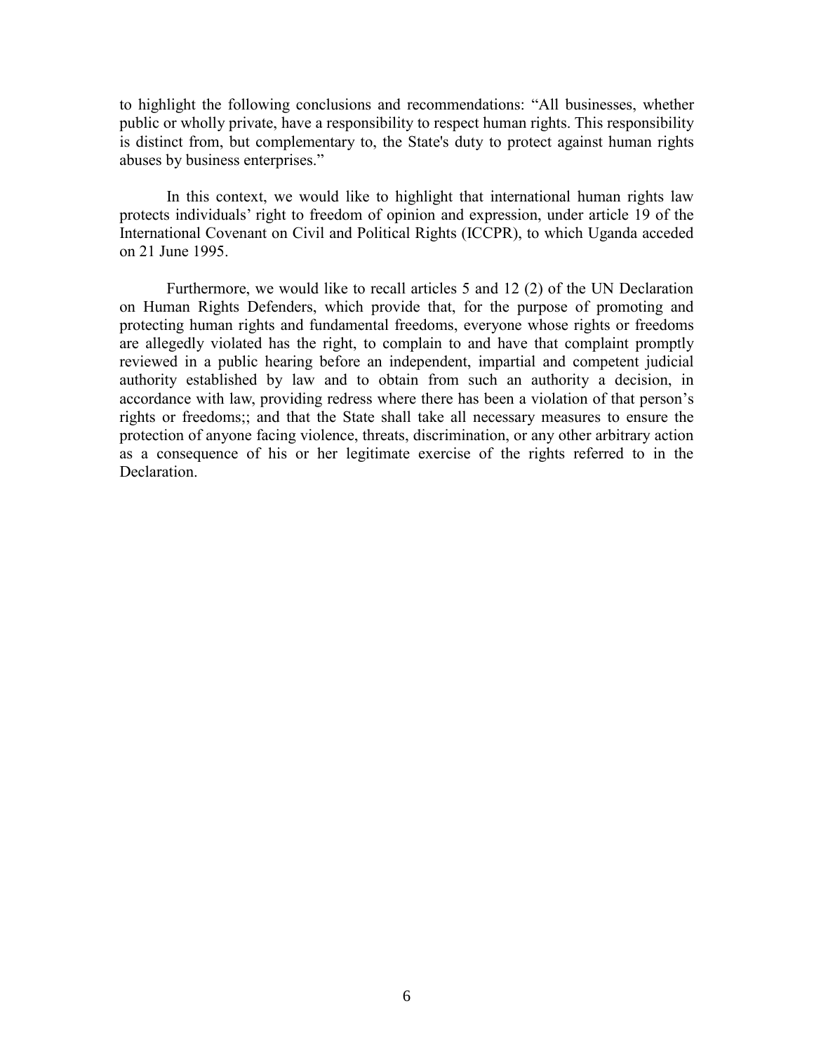to highlight the following conclusions and recommendations: "All businesses, whether public or wholly private, have a responsibility to respect human rights. This responsibility is distinct from, but complementary to, the State's duty to protect against human rights abuses by business enterprises."

In this context, we would like to highlight that international human rights law protects individuals' right to freedom of opinion and expression, under article 19 of the International Covenant on Civil and Political Rights (ICCPR), to which Uganda acceded on 21 June 1995.

Furthermore, we would like to recall articles 5 and 12 (2) of the UN Declaration on Human Rights Defenders, which provide that, for the purpose of promoting and protecting human rights and fundamental freedoms, everyone whose rights or freedoms are allegedly violated has the right, to complain to and have that complaint promptly reviewed in a public hearing before an independent, impartial and competent judicial authority established by law and to obtain from such an authority a decision, in accordance with law, providing redress where there has been a violation of that person's rights or freedoms;; and that the State shall take all necessary measures to ensure the protection of anyone facing violence, threats, discrimination, or any other arbitrary action as a consequence of his or her legitimate exercise of the rights referred to in the Declaration.